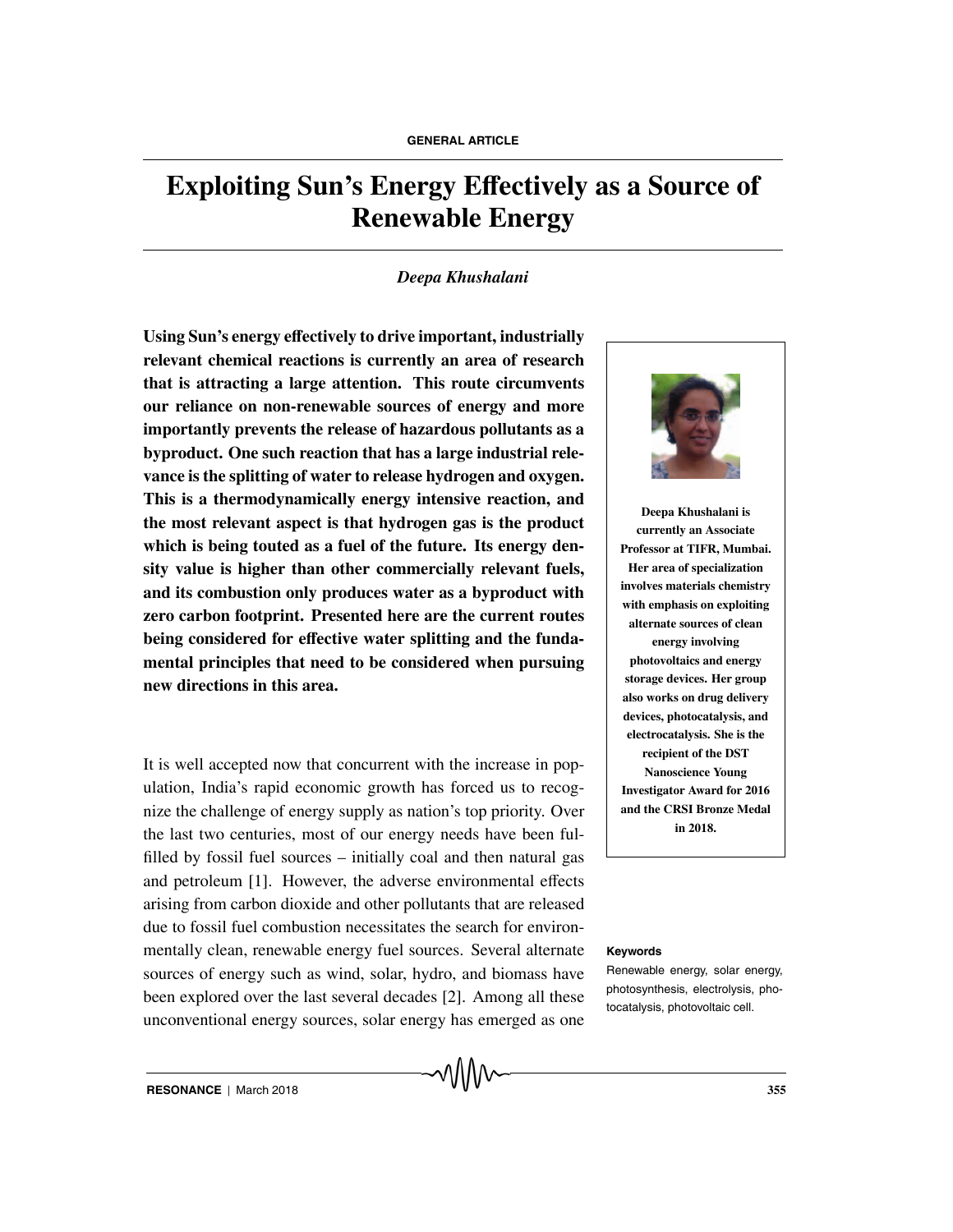GENERAL ARTICLE

# Exploiting Sun's Energy Effectively as a Source of Renewable Energy

*Deepa Khushalani*

**Using Sun's energy effectively to drive important, industrially relevant chemical reactions is currently an area of research that is attracting a large attention. This route circumvents our reliance on non-renewable sources of energy and more importantly prevents the release of hazardous pollutants as a byproduct. One such reaction that has a large industrial relevance is the splitting of water to release hydrogen and oxygen. This is a thermodynamically energy intensive reaction, and the most relevant aspect is that hydrogen gas is the product which is being touted as a fuel of the future. Its energy density value is higher than other commercially relevant fuels, and its combustion only produces water as a byproduct with zero carbon footprint. Presented here are the current routes being considered for effective water splitting and the fundamental principles that need to be considered when pursuing new directions in this area.**

**Deepa Khushalani is currently an Associate Professor at TIFR, Mumbai. Her area of specialization involves materials chemistry with emphasis on exploiting alternate sources of clean energy involving photovoltaics and energy storage devices. Her group also works on drug delivery devices, photocatalysis, and electrocatalysis. She is the recipient of the DST Nanoscience Young Investigator Award for 2016 and the CRSI Bronze Medal in 2018.**

**Keywords**

Renewable energy, solar energy, photosynthesis, electrolysis, photocatalysis, photovoltaic cell.

It is well accepted now that concurrent with the increase in population, India's rapid economic growth has forced us to recognize the challenge of energy supply as nation's top priority. Over the last two centuries, most of our energy needs have been fulfilled by fossil fuel sources – initially coal and then natural gas and petroleum [1]. However, the adverse environmental effects arising from carbon dioxide and other pollutants that are released due to fossil fuel combustion necessitates the search for environmentally clean, renewable energy fuel sources. Several alternate sources of energy such as wind, solar, hydro, and biomass have been explored over the last several decades [2]. Among all these unconventional energy sources, solar energy has emerged as one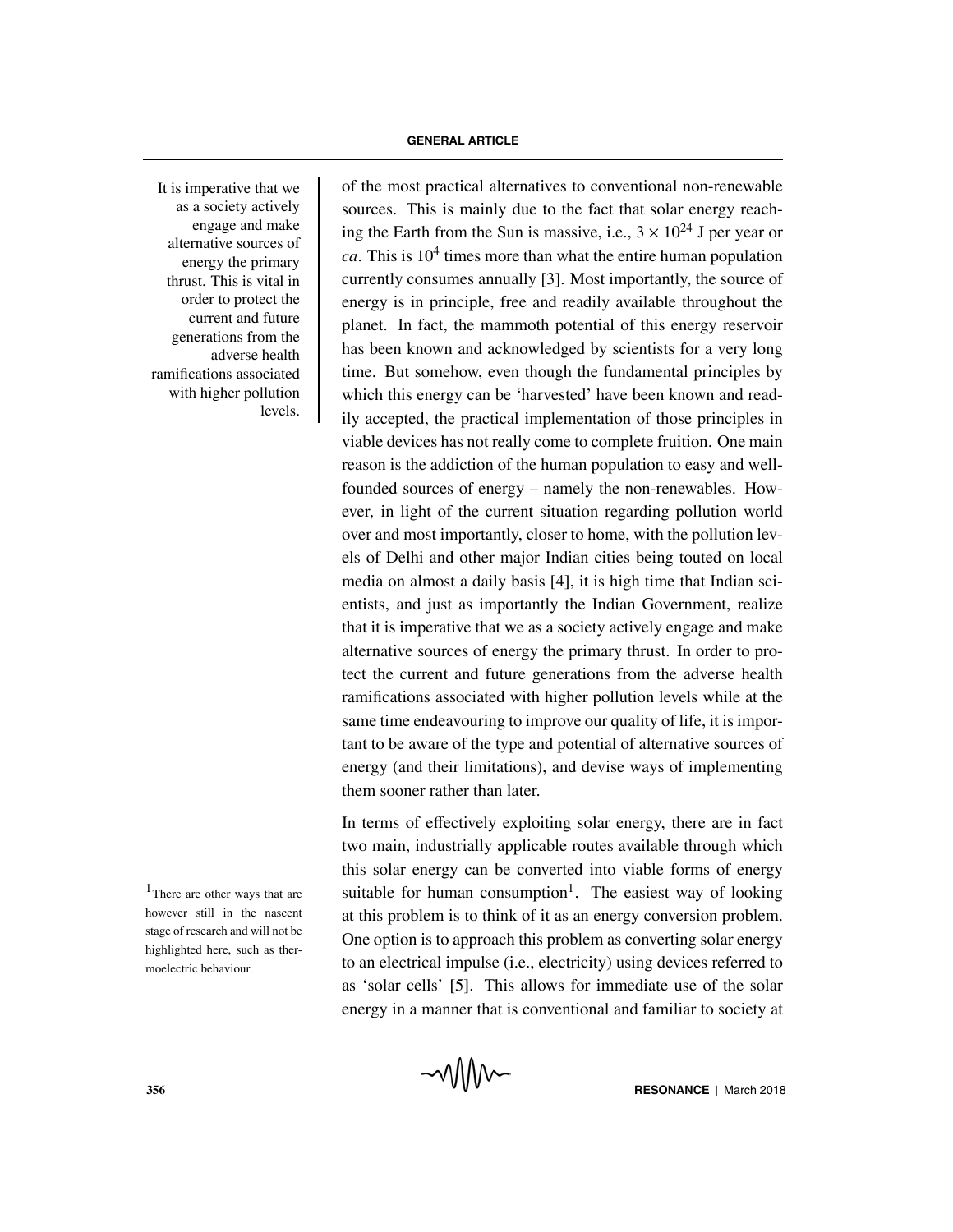It is imperative that we as a society actively engage and make alternative sources of energy the primary thrust. This is vital in order to protect the current and future generations from the adverse health ramifications associated with higher pollution levels.

of the most practical alternatives to conventional non-renewable sources. This is mainly due to the fact that solar energy reaching the Earth from the Sun is massive, i.e., $3 \times 10^{24}$ J per year or *ca*. This is $10^4$ times more than what the entire human population currently consumes annually [3]. Most importantly, the source of energy is in principle, free and readily available throughout the planet. In fact, the mammoth potential of this energy reservoir has been known and acknowledged by scientists for a very long time. But somehow, even though the fundamental principles by which this energy can be 'harvested' have been known and readily accepted, the practical implementation of those principles in viable devices has not really come to complete fruition. One main reason is the addiction of the human population to easy and well-founded sources of energy – namely the non-renewables. However, in light of the current situation regarding pollution world over and most importantly, closer to home, with the pollution levels of Delhi and other major Indian cities being touted on local media on almost a daily basis [4], it is high time that Indian scientists, and just as importantly the Indian Government, realize that it is imperative that we as a society actively engage and make alternative sources of energy the primary thrust. In order to protect the current and future generations from the adverse health ramifications associated with higher pollution levels while at the same time endeavouring to improve our quality of life, it is important to be aware of the type and potential of alternative sources of energy (and their limitations), and devise ways of implementing them sooner rather than later.

In terms of effectively exploiting solar energy, there are in fact two main, industrially applicable routes available through which this solar energy can be converted into viable forms of energy suitable for human consumption[1]. The easiest way of looking at this problem is to think of it as an energy conversion problem. One option is to approach this problem as converting solar energy to an electrical impulse (i.e., electricity) using devices referred to as 'solar cells' [5]. This allows for immediate use of the solar energy in a manner that is conventional and familiar to society at

[1] There are other ways that are however still in the nascent stage of research and will not be highlighted here, such as thermoelectric behaviour.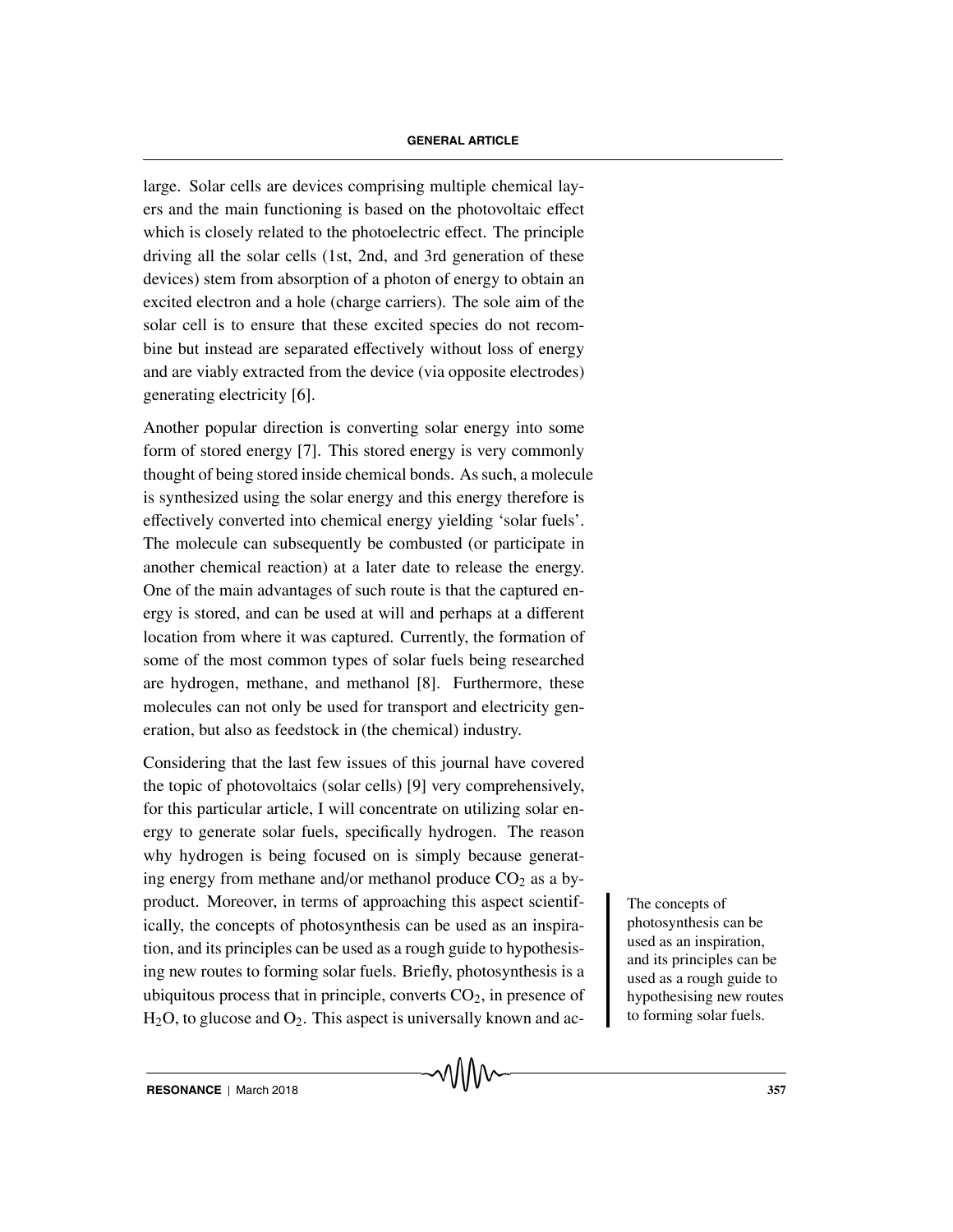large. Solar cells are devices comprising multiple chemical layers and the main functioning is based on the photovoltaic effect which is closely related to the photoelectric effect. The principle driving all the solar cells (1st, 2nd, and 3rd generation of these devices) stem from absorption of a photon of energy to obtain an excited electron and a hole (charge carriers). The sole aim of the solar cell is to ensure that these excited species do not recombine but instead are separated effectively without loss of energy and are viably extracted from the device (via opposite electrodes) generating electricity [6].

Another popular direction is converting solar energy into some form of stored energy [7]. This stored energy is very commonly thought of being stored inside chemical bonds. As such, a molecule is synthesized using the solar energy and this energy therefore is effectively converted into chemical energy yielding 'solar fuels'. The molecule can subsequently be combusted (or participate in another chemical reaction) at a later date to release the energy. One of the main advantages of such route is that the captured energy is stored, and can be used at will and perhaps at a different location from where it was captured. Currently, the formation of some of the most common types of solar fuels being researched are hydrogen, methane, and methanol [8]. Furthermore, these molecules can not only be used for transport and electricity generation, but also as feedstock in (the chemical) industry.

Considering that the last few issues of this journal have covered the topic of photovoltaics (solar cells) [9] very comprehensively, for this particular article, I will concentrate on utilizing solar energy to generate solar fuels, specifically hydrogen. The reason why hydrogen is being focused on is simply because generating energy from methane and/or methanol produce $CO_2$ as a by-product. Moreover, in terms of approaching this aspect scientifically, the concepts of photosynthesis can be used as an inspiration, and its principles can be used as a rough guide to hypothesising new routes to forming solar fuels. Briefly, photosynthesis is a ubiquitous process that in principle, converts $CO_2$, in presence of $H_2O$, to glucose and $O_2$. This aspect is universally known and ac-

> The concepts of photosynthesis can be used as an inspiration, and its principles can be used as a rough guide to hypothesising new routes to forming solar fuels.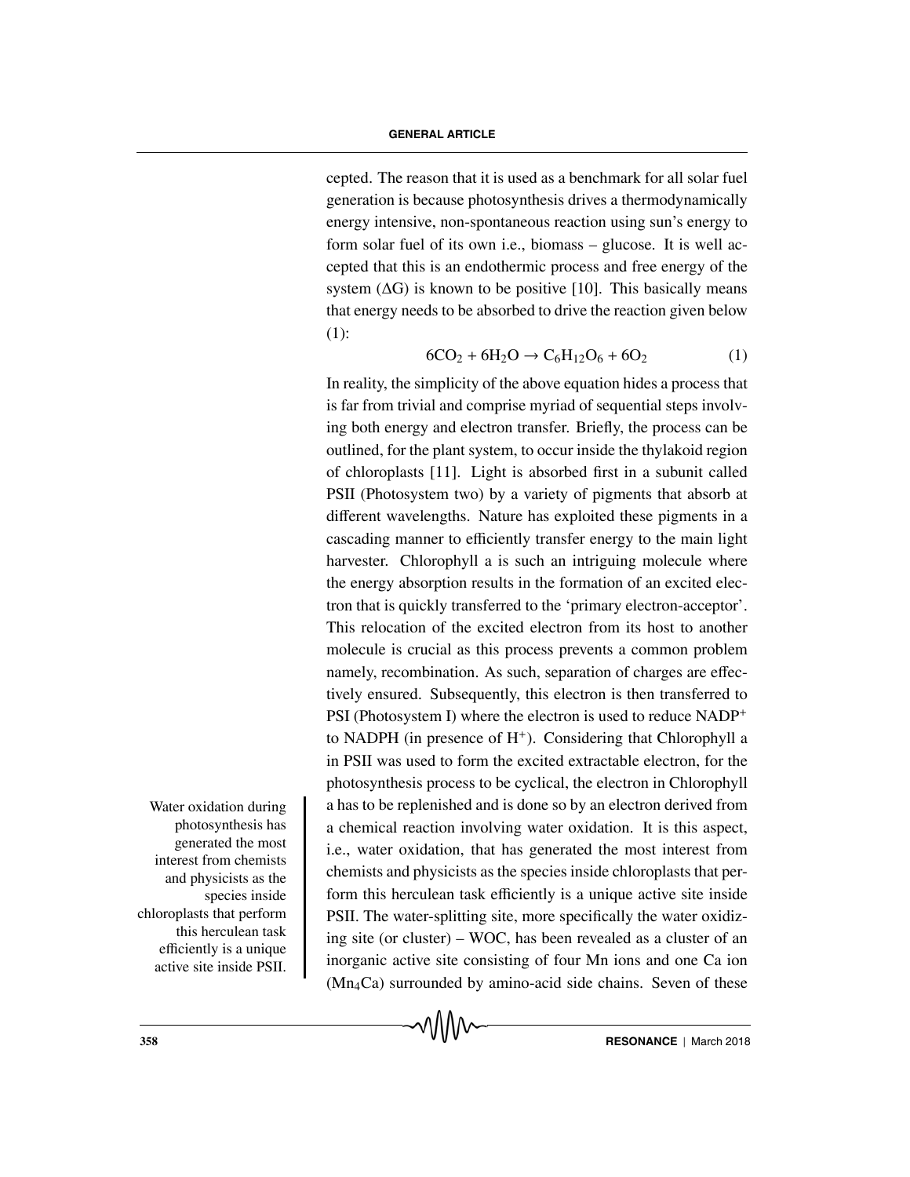cepted. The reason that it is used as a benchmark for all solar fuel generation is because photosynthesis drives a thermodynamically energy intensive, non-spontaneous reaction using sun's energy to form solar fuel of its own i.e., biomass – glucose. It is well accepted that this is an endothermic process and free energy of the system (ΔG) is known to be positive [10]. This basically means that energy needs to be absorbed to drive the reaction given below (1):

$$6CO_2 + 6H_2O \rightarrow C_6H_{12}O_6 + 6O_2 \quad (1)$$

In reality, the simplicity of the above equation hides a process that is far from trivial and comprise myriad of sequential steps involving both energy and electron transfer. Briefly, the process can be outlined, for the plant system, to occur inside the thylakoid region of chloroplasts [11]. Light is absorbed first in a subunit called PSII (Photosystem two) by a variety of pigments that absorb at different wavelengths. Nature has exploited these pigments in a cascading manner to efficiently transfer energy to the main light harvester. Chlorophyll a is such an intriguing molecule where the energy absorption results in the formation of an excited electron that is quickly transferred to the 'primary electron-acceptor'. This relocation of the excited electron from its host to another molecule is crucial as this process prevents a common problem namely, recombination. As such, separation of charges are effectively ensured. Subsequently, this electron is then transferred to PSI (Photosystem I) where the electron is used to reduce $NADP^+$ to NADPH (in presence of $H^+$). Considering that Chlorophyll a in PSII was used to form the excited extractable electron, for the photosynthesis process to be cyclical, the electron in Chlorophyll a has to be replenished and is done so by an electron derived from a chemical reaction involving water oxidation. It is this aspect, i.e., water oxidation, that has generated the most interest from chemists and physicists as the species inside chloroplasts that perform this herculean task efficiently is a unique active site inside PSII. The water-splitting site, more specifically the water oxidizing site (or cluster) – WOC, has been revealed as a cluster of an inorganic active site consisting of four Mn ions and one Ca ion ($Mn_4Ca$) surrounded by amino-acid side chains. Seven of these

Water oxidation during photosynthesis has generated the most interest from chemists and physicists as the species inside chloroplasts that perform this herculean task efficiently is a unique active site inside PSII.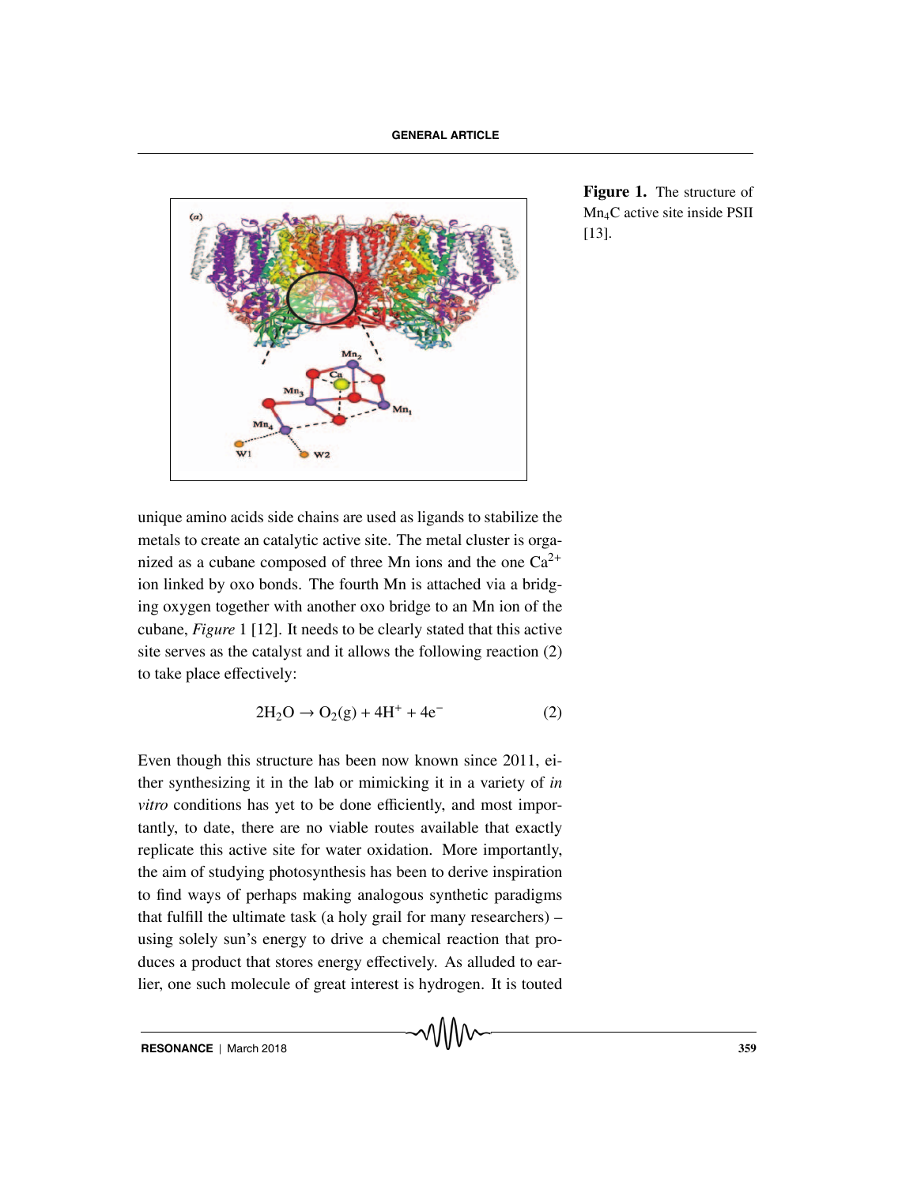**Figure 1.** The structure of $Mn_4C$ active site inside PSII [13].

unique amino acids side chains are used as ligands to stabilize the metals to create an catalytic active site. The metal cluster is organized as a cubane composed of three Mn ions and the one $Ca^{2+}$ ion linked by oxo bonds. The fourth Mn is attached via a bridging oxygen together with another oxo bridge to an Mn ion of the cubane, *Figure* 1 [12]. It needs to be clearly stated that this active site serves as the catalyst and it allows the following reaction (2) to take place effectively:

$$2H_2O \rightarrow O_2(g) + 4H^+ + 4e^- \quad (2)$$

Even though this structure has been now known since 2011, either synthesizing it in the lab or mimicking it in a variety of *in vitro* conditions has yet to be done efficiently, and most importantly, to date, there are no viable routes available that exactly replicate this active site for water oxidation. More importantly, the aim of studying photosynthesis has been to derive inspiration to find ways of perhaps making analogous synthetic paradigms that fulfill the ultimate task (a holy grail for many researchers) – using solely sun's energy to drive a chemical reaction that produces a product that stores energy effectively. As alluded to earlier, one such molecule of great interest is hydrogen. It is touted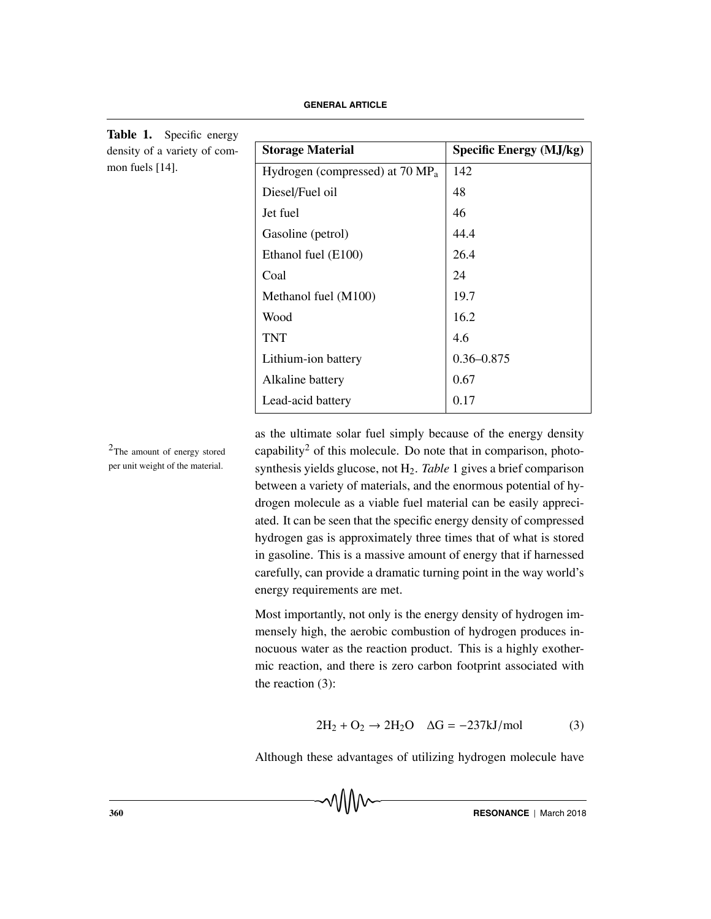**Table 1.** Specific energy density of a variety of common fuels [14].

| Storage Material | Specific Energy (MJ/kg) |
| --- | --- |
| Hydrogen (compressed) at 70 $MP_a$ | 142 |
| Diesel/Fuel oil | 48 |
| Jet fuel | 46 |
| Gasoline (petrol) | 44.4 |
| Ethanol fuel (E100) | 26.4 |
| Coal | 24 |
| Methanol fuel (M100) | 19.7 |
| Wood | 16.2 |
| TNT | 4.6 |
| Lithium-ion battery | 0.36–0.875 |
| Alkaline battery | 0.67 |
| Lead-acid battery | 0.17 |

as the ultimate solar fuel simply because of the energy density capability[2] of this molecule. Do note that in comparison, photosynthesis yields glucose, not $H_2$. *Table* 1 gives a brief comparison between a variety of materials, and the enormous potential of hydrogen molecule as a viable fuel material can be easily appreciated. It can be seen that the specific energy density of compressed hydrogen gas is approximately three times that of what is stored in gasoline. This is a massive amount of energy that if harnessed carefully, can provide a dramatic turning point in the way world's energy requirements are met.

[2] The amount of energy stored per unit weight of the material.

Most importantly, not only is the energy density of hydrogen immensely high, the aerobic combustion of hydrogen produces innocuous water as the reaction product. This is a highly exothermic reaction, and there is zero carbon footprint associated with the reaction (3):

$$2H_2 + O_2 \rightarrow 2H_2O \quad \Delta G = -237\text{kJ/mol} \tag{3}$$

Although these advantages of utilizing hydrogen molecule have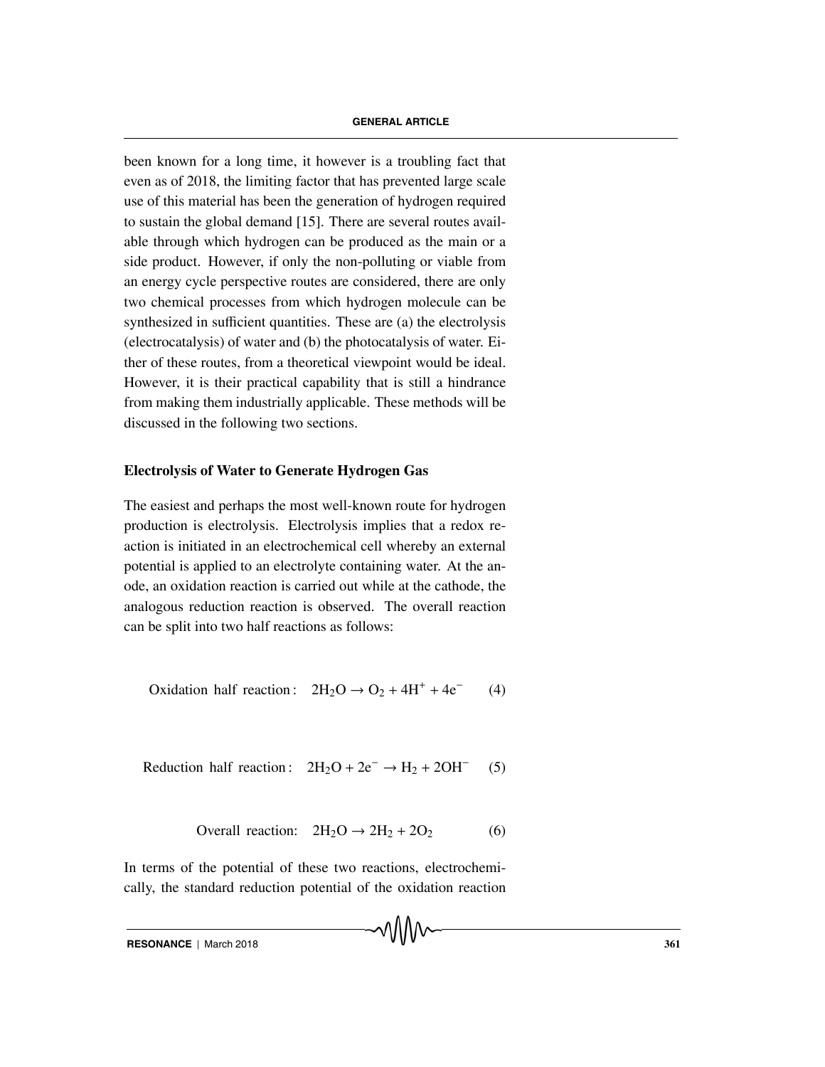been known for a long time, it however is a troubling fact that even as of 2018, the limiting factor that has prevented large scale use of this material has been the generation of hydrogen required to sustain the global demand [15]. There are several routes available through which hydrogen can be produced as the main or a side product. However, if only the non-polluting or viable from an energy cycle perspective routes are considered, there are only two chemical processes from which hydrogen molecule can be synthesized in sufficient quantities. These are (a) the electrolysis (electrocatalysis) of water and (b) the photocatalysis of water. Either of these routes, from a theoretical viewpoint would be ideal. However, it is their practical capability that is still a hindrance from making them industrially applicable. These methods will be discussed in the following two sections.

### Electrolysis of Water to Generate Hydrogen Gas

The easiest and perhaps the most well-known route for hydrogen production is electrolysis. Electrolysis implies that a redox reaction is initiated in an electrochemical cell whereby an external potential is applied to an electrolyte containing water. At the anode, an oxidation reaction is carried out while at the cathode, the analogous reduction reaction is observed. The overall reaction can be split into two half reactions as follows:

$$\text{Oxidation half reaction:} \quad 2H_2O \rightarrow O_2 + 4H^+ + 4e^- \tag{4}$$

$$\text{Reduction half reaction:} \quad 2H_2O + 2e^- \rightarrow H_2 + 2OH^- \tag{5}$$

$$\text{Overall reaction:} \quad 2H_2O \rightarrow 2H_2 + 2O_2 \tag{6}$$

In terms of the potential of these two reactions, electrochemically, the standard reduction potential of the oxidation reaction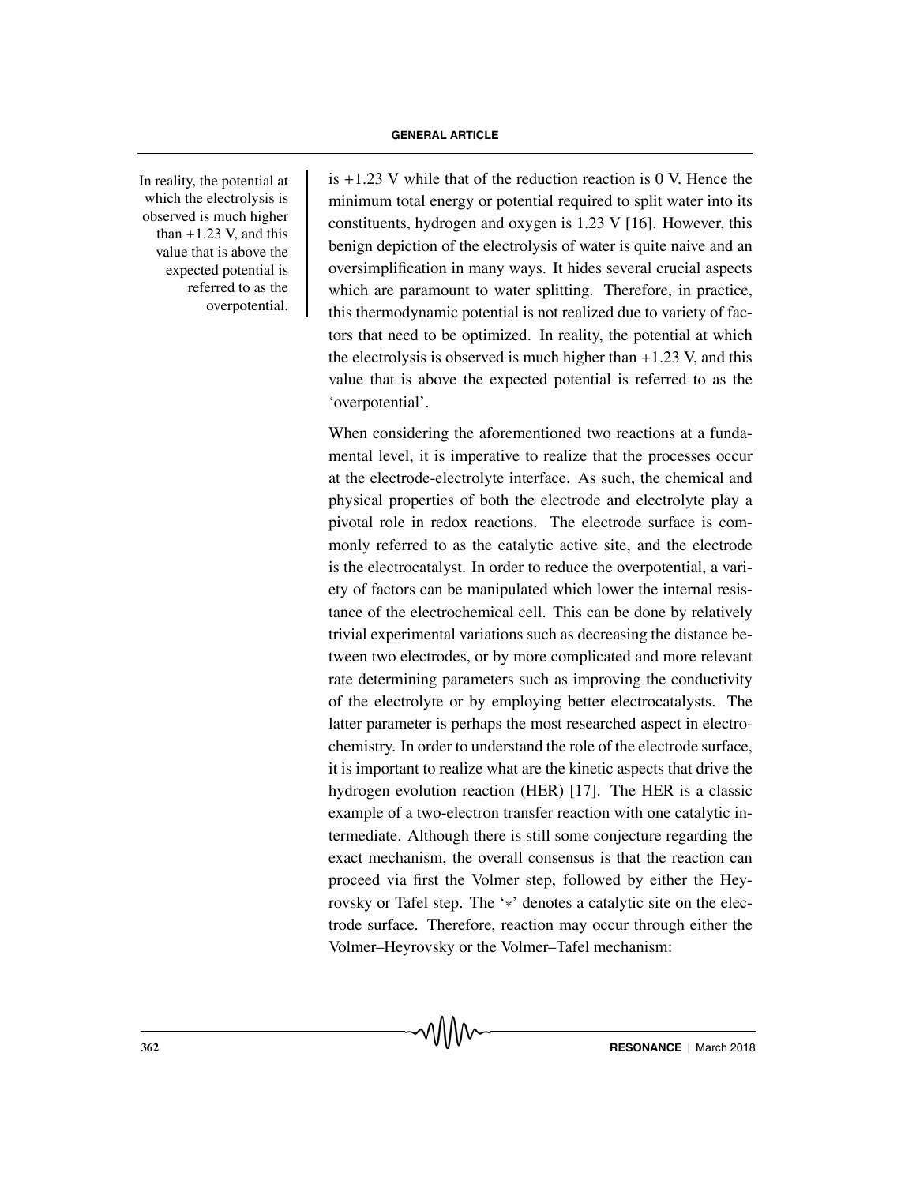In reality, the potential at which the electrolysis is observed is much higher than +1.23 V, and this value that is above the expected potential is referred to as the overpotential.

is +1.23 V while that of the reduction reaction is 0 V. Hence the minimum total energy or potential required to split water into its constituents, hydrogen and oxygen is 1.23 V [16]. However, this benign depiction of the electrolysis of water is quite naive and an oversimplification in many ways. It hides several crucial aspects which are paramount to water splitting. Therefore, in practice, this thermodynamic potential is not realized due to variety of factors that need to be optimized. In reality, the potential at which the electrolysis is observed is much higher than +1.23 V, and this value that is above the expected potential is referred to as the 'overpotential'.

When considering the aforementioned two reactions at a fundamental level, it is imperative to realize that the processes occur at the electrode-electrolyte interface. As such, the chemical and physical properties of both the electrode and electrolyte play a pivotal role in redox reactions. The electrode surface is commonly referred to as the catalytic active site, and the electrode is the electrocatalyst. In order to reduce the overpotential, a variety of factors can be manipulated which lower the internal resistance of the electrochemical cell. This can be done by relatively trivial experimental variations such as decreasing the distance between two electrodes, or by more complicated and more relevant rate determining parameters such as improving the conductivity of the electrolyte or by employing better electrocatalysts. The latter parameter is perhaps the most researched aspect in electrochemistry. In order to understand the role of the electrode surface, it is important to realize what are the kinetic aspects that drive the hydrogen evolution reaction (HER) [17]. The HER is a classic example of a two-electron transfer reaction with one catalytic intermediate. Although there is still some conjecture regarding the exact mechanism, the overall consensus is that the reaction can proceed via first the Volmer step, followed by either the Heyrovsky or Tafel step. The '$*$' denotes a catalytic site on the electrode surface. Therefore, reaction may occur through either the Volmer–Heyrovsky or the Volmer–Tafel mechanism: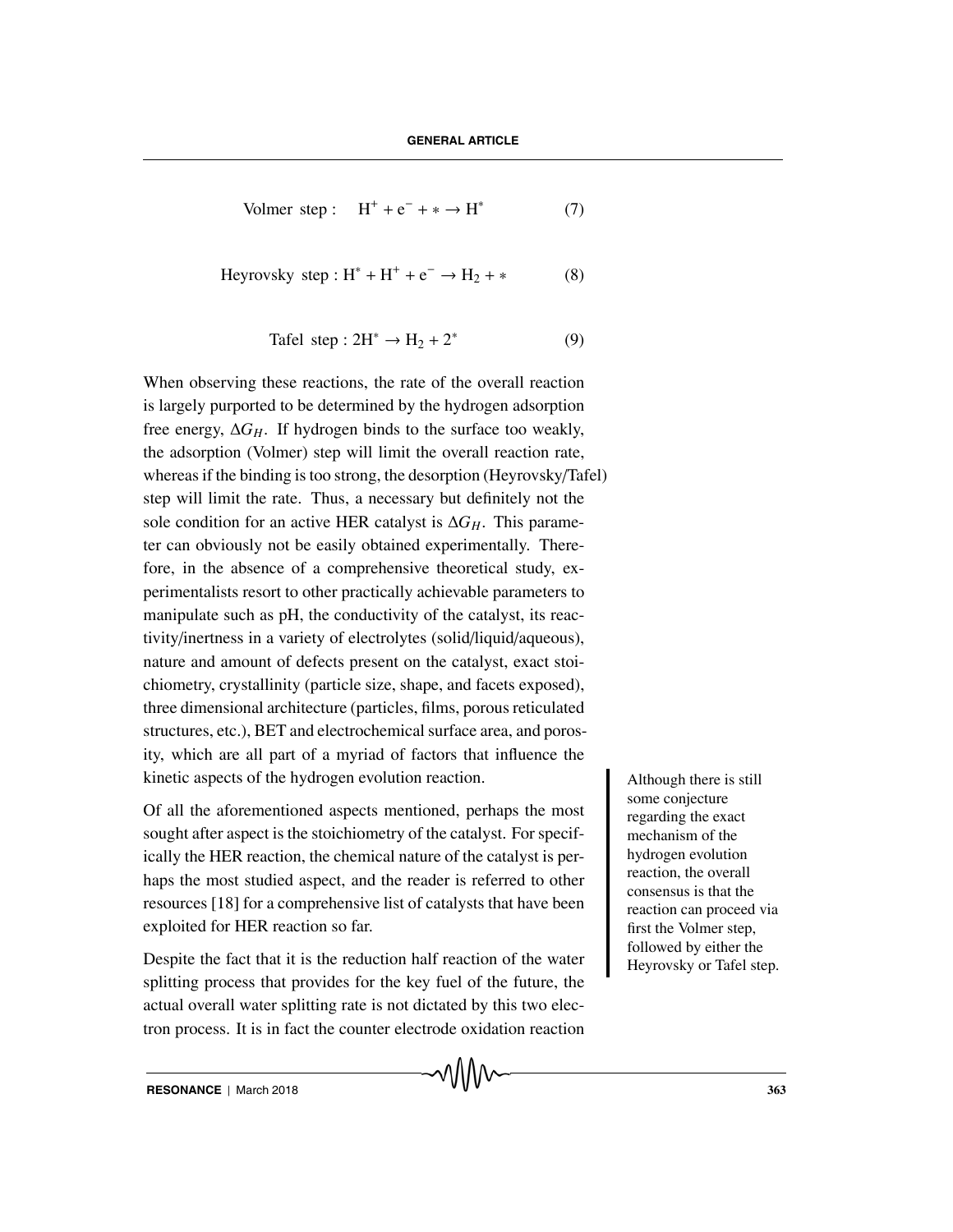$$\text{Volmer step}: \quad H^+ + e^- + * \rightarrow H^* \tag{7}$$

$$\text{Heyrovsky step}: H^* + H^+ + e^- \rightarrow H_2 + * \tag{8}$$

$$\text{Tafel step}: 2H^* \rightarrow H_2 + 2^* \tag{9}$$

When observing these reactions, the rate of the overall reaction is largely purported to be determined by the hydrogen adsorption free energy, $\Delta G_H$. If hydrogen binds to the surface too weakly, the adsorption (Volmer) step will limit the overall reaction rate, whereas if the binding is too strong, the desorption (Heyrovsky/Tafel) step will limit the rate. Thus, a necessary but definitely not the sole condition for an active HER catalyst is $\Delta G_H$. This parameter can obviously not be easily obtained experimentally. Therefore, in the absence of a comprehensive theoretical study, experimentalists resort to other practically achievable parameters to manipulate such as pH, the conductivity of the catalyst, its reactivity/inertness in a variety of electrolytes (solid/liquid/aqueous), nature and amount of defects present on the catalyst, exact stoichiometry, crystallinity (particle size, shape, and facets exposed), three dimensional architecture (particles, films, porous reticulated structures, etc.), BET and electrochemical surface area, and porosity, which are all part of a myriad of factors that influence the kinetic aspects of the hydrogen evolution reaction.

Although there is still some conjecture regarding the exact mechanism of the hydrogen evolution reaction, the overall consensus is that the reaction can proceed via first the Volmer step, followed by either the Heyrovsky or Tafel step.

Of all the aforementioned aspects mentioned, perhaps the most sought after aspect is the stoichiometry of the catalyst. For specifically the HER reaction, the chemical nature of the catalyst is perhaps the most studied aspect, and the reader is referred to other resources [18] for a comprehensive list of catalysts that have been exploited for HER reaction so far.

Despite the fact that it is the reduction half reaction of the water splitting process that provides for the key fuel of the future, the actual overall water splitting rate is not dictated by this two electron process. It is in fact the counter electrode oxidation reaction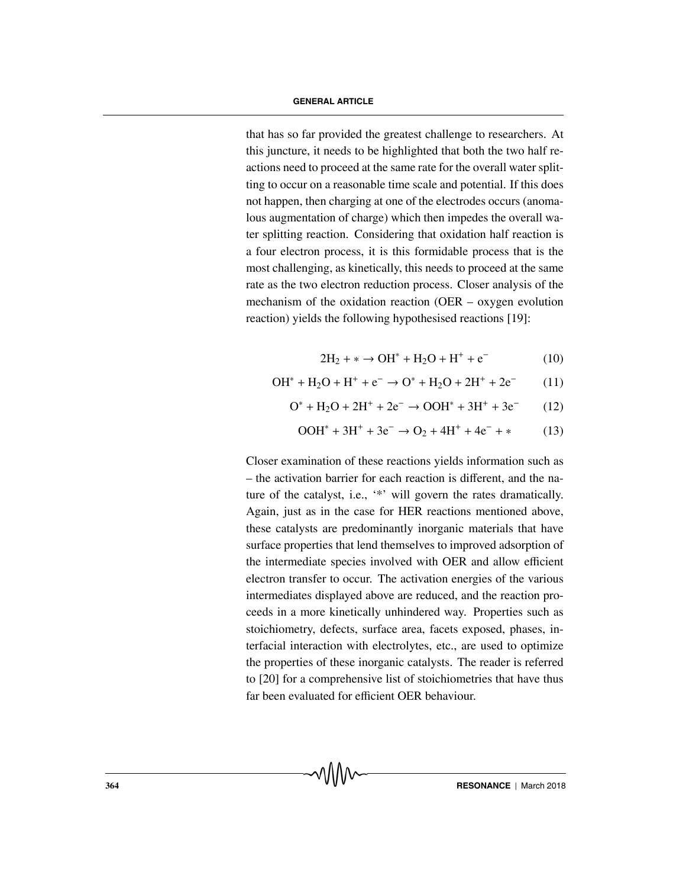that has so far provided the greatest challenge to researchers. At this juncture, it needs to be highlighted that both the two half reactions need to proceed at the same rate for the overall water splitting to occur on a reasonable time scale and potential. If this does not happen, then charging at one of the electrodes occurs (anomalous augmentation of charge) which then impedes the overall water splitting reaction. Considering that oxidation half reaction is a four electron process, it is this formidable process that is the most challenging, as kinetically, this needs to proceed at the same rate as the two electron reduction process. Closer analysis of the mechanism of the oxidation reaction (OER – oxygen evolution reaction) yields the following hypothesised reactions [19]:

$$2H_2 + * \rightarrow OH^* + H_2O + H^+ + e^- \tag{10}$$

$$OH^* + H_2O + H^+ + e^- \rightarrow O^* + H_2O + 2H^+ + 2e^- \tag{11}$$

$$O^* + H_2O + 2H^+ + 2e^- \rightarrow OOH^* + 3H^+ + 3e^- \tag{12}$$

$$OOH^* + 3H^+ + 3e^- \rightarrow O_2 + 4H^+ + 4e^- + * \tag{13}$$

Closer examination of these reactions yields information such as – the activation barrier for each reaction is different, and the nature of the catalyst, i.e., '*' will govern the rates dramatically. Again, just as in the case for HER reactions mentioned above, these catalysts are predominantly inorganic materials that have surface properties that lend themselves to improved adsorption of the intermediate species involved with OER and allow efficient electron transfer to occur. The activation energies of the various intermediates displayed above are reduced, and the reaction proceeds in a more kinetically unhindered way. Properties such as stoichiometry, defects, surface area, facets exposed, phases, interfacial interaction with electrolytes, etc., are used to optimize the properties of these inorganic catalysts. The reader is referred to [20] for a comprehensive list of stoichiometries that have thus far been evaluated for efficient OER behaviour.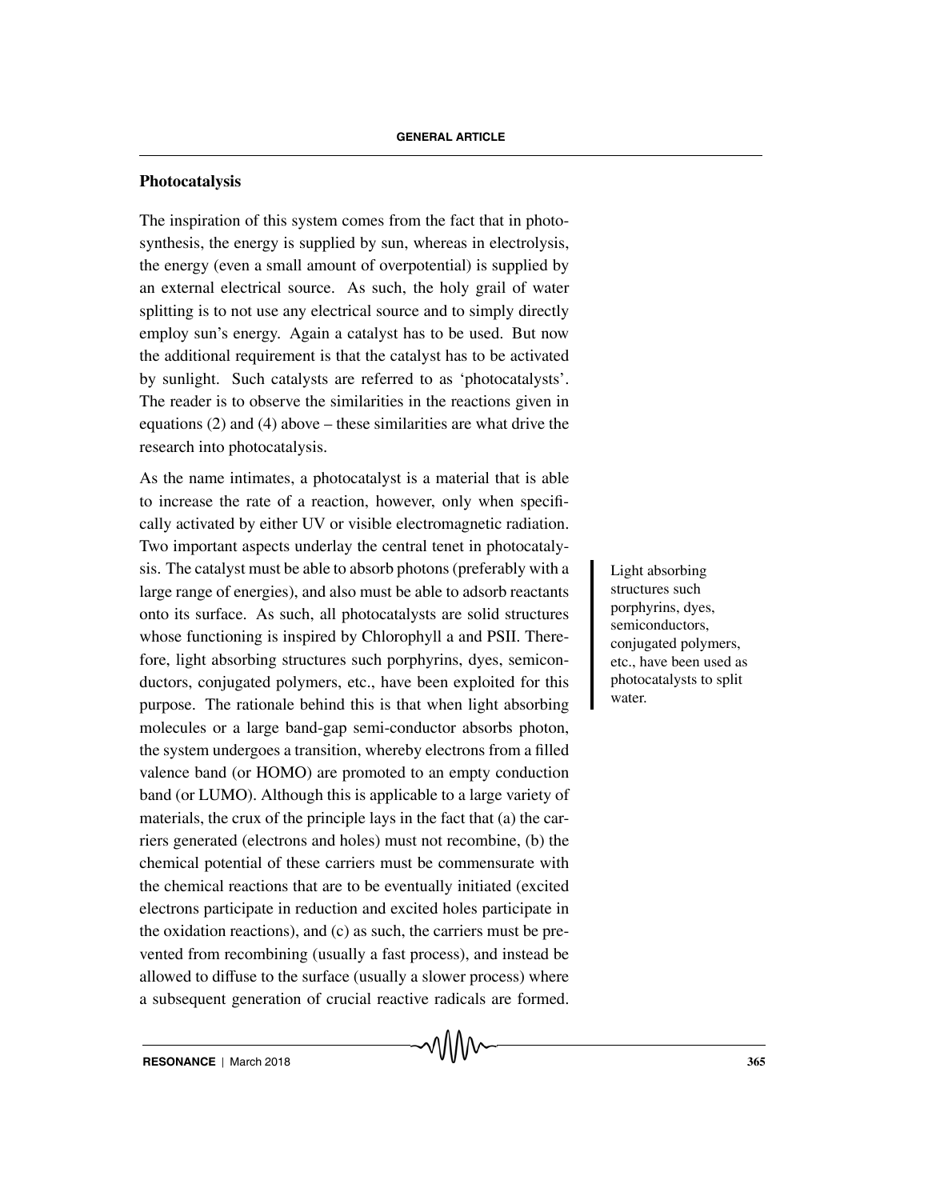## Photocatalysis

The inspiration of this system comes from the fact that in photosynthesis, the energy is supplied by sun, whereas in electrolysis, the energy (even a small amount of overpotential) is supplied by an external electrical source. As such, the holy grail of water splitting is to not use any electrical source and to simply directly employ sun's energy. Again a catalyst has to be used. But now the additional requirement is that the catalyst has to be activated by sunlight. Such catalysts are referred to as 'photocatalysts'. The reader is to observe the similarities in the reactions given in equations (2) and (4) above – these similarities are what drive the research into photocatalysis.

As the name intimates, a photocatalyst is a material that is able to increase the rate of a reaction, however, only when specifically activated by either UV or visible electromagnetic radiation. Two important aspects underlay the central tenet in photocatalysis. The catalyst must be able to absorb photons (preferably with a large range of energies), and also must be able to adsorb reactants onto its surface. As such, all photocatalysts are solid structures whose functioning is inspired by Chlorophyll a and PSII. Therefore, light absorbing structures such porphyrins, dyes, semiconductors, conjugated polymers, etc., have been exploited for this purpose. The rationale behind this is that when light absorbing molecules or a large band-gap semi-conductor absorbs photon, the system undergoes a transition, whereby electrons from a filled valence band (or HOMO) are promoted to an empty conduction band (or LUMO). Although this is applicable to a large variety of materials, the crux of the principle lays in the fact that (a) the carriers generated (electrons and holes) must not recombine, (b) the chemical potential of these carriers must be commensurate with the chemical reactions that are to be eventually initiated (excited electrons participate in reduction and excited holes participate in the oxidation reactions), and (c) as such, the carriers must be prevented from recombining (usually a fast process), and instead be allowed to diffuse to the surface (usually a slower process) where a subsequent generation of crucial reactive radicals are formed.

Light absorbing structures such porphyrins, dyes, semiconductors, conjugated polymers, etc., have been used as photocatalysts to split water.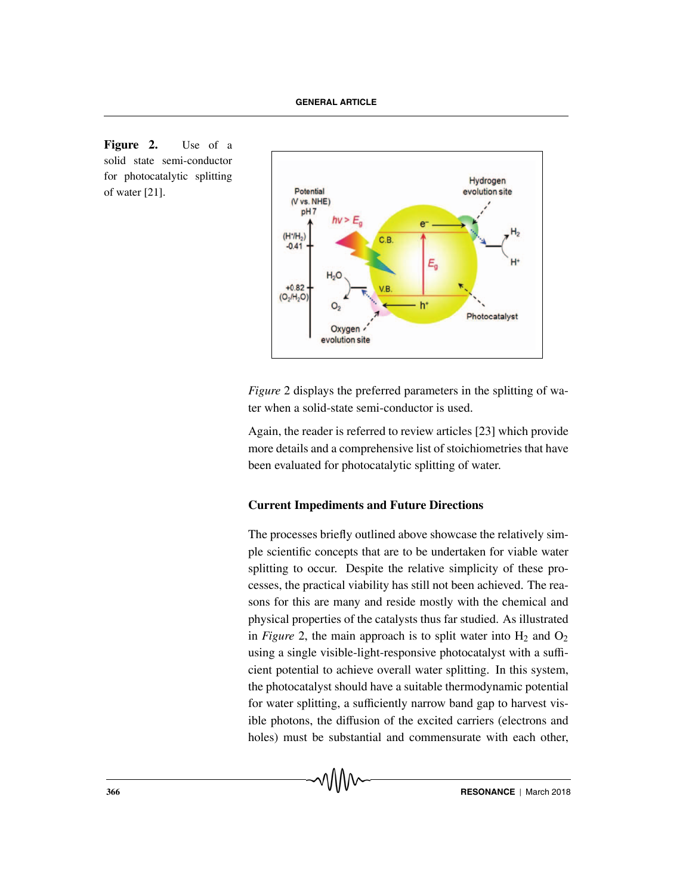**Figure 2.** Use of a solid state semi-conductor for photocatalytic splitting of water [21].

*Figure* 2 displays the preferred parameters in the splitting of water when a solid-state semi-conductor is used.

Again, the reader is referred to review articles [23] which provide more details and a comprehensive list of stoichiometries that have been evaluated for photocatalytic splitting of water.

### Current Impediments and Future Directions

The processes briefly outlined above showcase the relatively simple scientific concepts that are to be undertaken for viable water splitting to occur. Despite the relative simplicity of these processes, the practical viability has still not been achieved. The reasons for this are many and reside mostly with the chemical and physical properties of the catalysts thus far studied. As illustrated in *Figure* 2, the main approach is to split water into $H_2$ and $O_2$ using a single visible-light-responsive photocatalyst with a sufficient potential to achieve overall water splitting. In this system, the photocatalyst should have a suitable thermodynamic potential for water splitting, a sufficiently narrow band gap to harvest visible photons, the diffusion of the excited carriers (electrons and holes) must be substantial and commensurate with each other,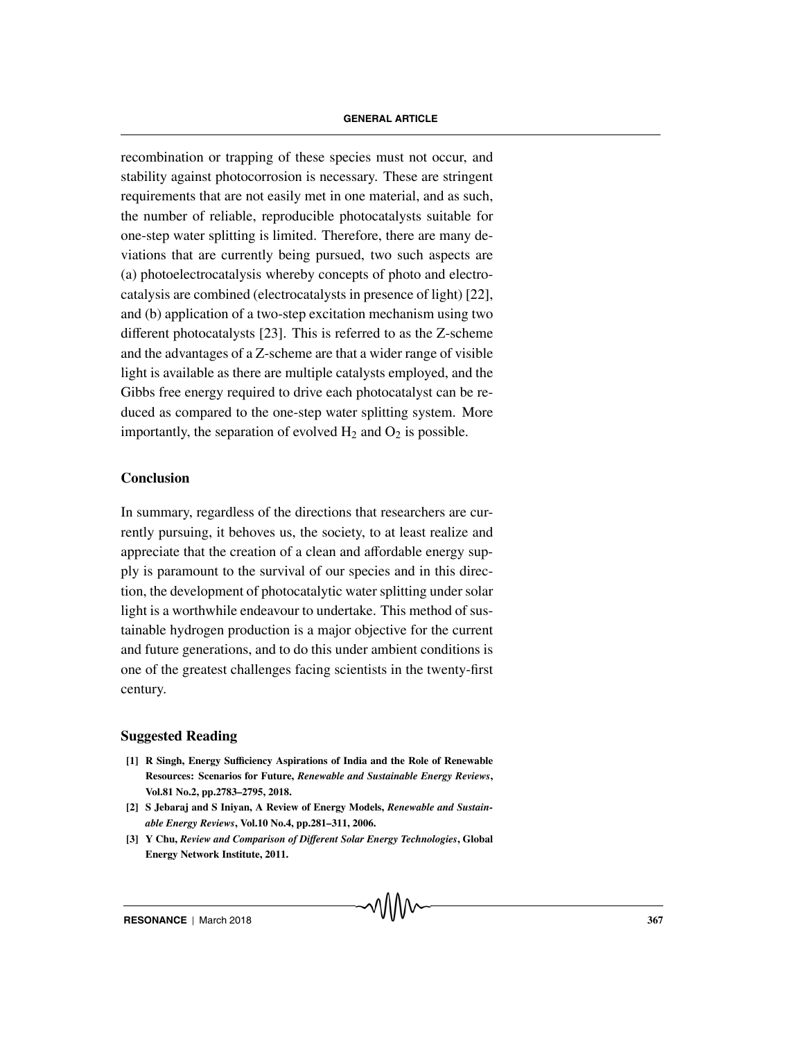recombination or trapping of these species must not occur, and stability against photocorrosion is necessary. These are stringent requirements that are not easily met in one material, and as such, the number of reliable, reproducible photocatalysts suitable for one-step water splitting is limited. Therefore, there are many deviations that are currently being pursued, two such aspects are (a) photoelectrocatalysis whereby concepts of photo and electrocatalysis are combined (electrocatalysts in presence of light) [22], and (b) application of a two-step excitation mechanism using two different photocatalysts [23]. This is referred to as the Z-scheme and the advantages of a Z-scheme are that a wider range of visible light is available as there are multiple catalysts employed, and the Gibbs free energy required to drive each photocatalyst can be reduced as compared to the one-step water splitting system. More importantly, the separation of evolved $H_2$ and $O_2$ is possible.

## Conclusion

In summary, regardless of the directions that researchers are currently pursuing, it behoves us, the society, to at least realize and appreciate that the creation of a clean and affordable energy supply is paramount to the survival of our species and in this direction, the development of photocatalytic water splitting under solar light is a worthwhile endeavour to undertake. This method of sustainable hydrogen production is a major objective for the current and future generations, and to do this under ambient conditions is one of the greatest challenges facing scientists in the twenty-first century.

## Suggested Reading

**[1] R Singh, Energy Sufficiency Aspirations of India and the Role of Renewable Resources: Scenarios for Future, *Renewable and Sustainable Energy Reviews*, Vol.81 No.2, pp.2783–2795, 2018.**

**[2] S Jebaraj and S Iniyan, A Review of Energy Models, *Renewable and Sustainable Energy Reviews*, Vol.10 No.4, pp.281–311, 2006.**

**[3] Y Chu, *Review and Comparison of Different Solar Energy Technologies*, Global Energy Network Institute, 2011.**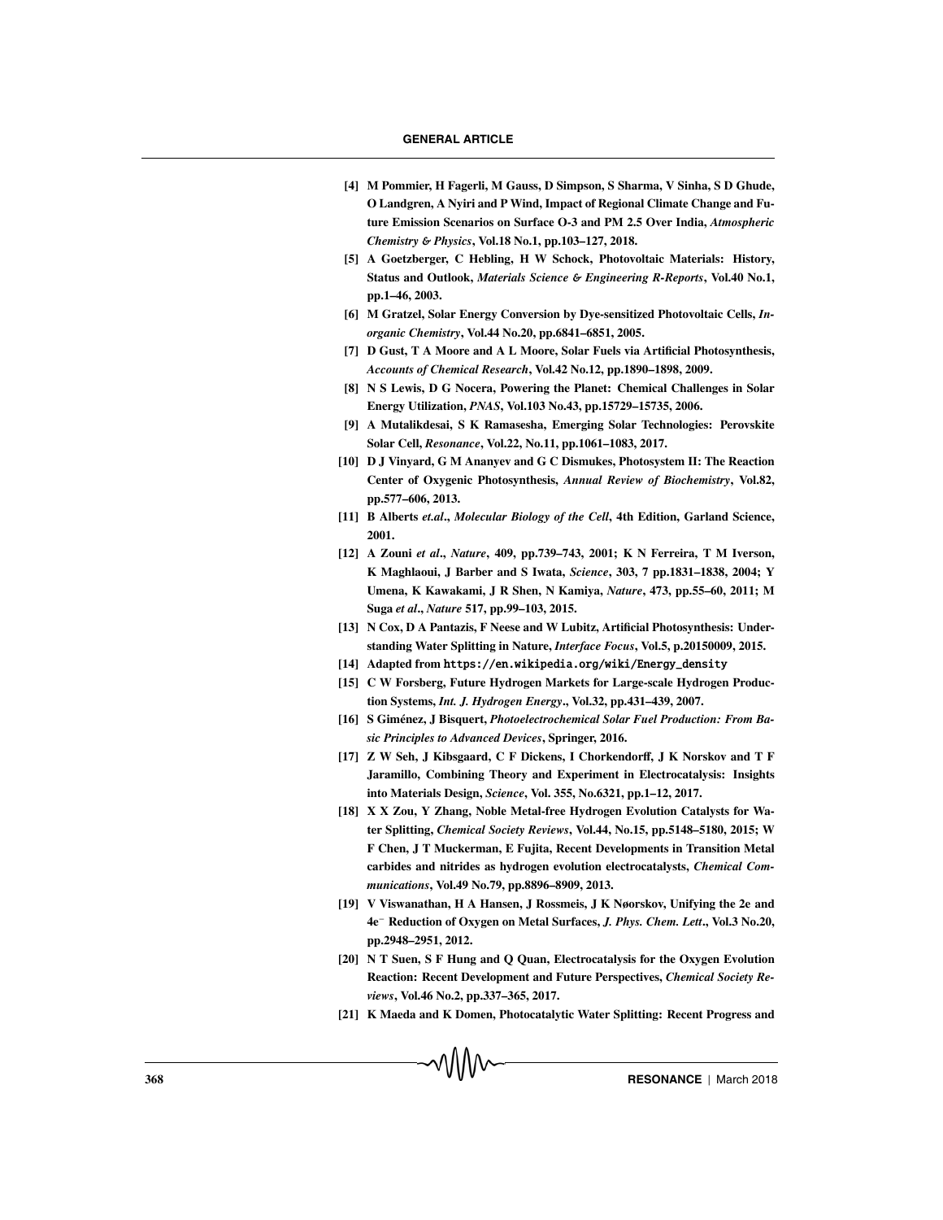[4] **M Pommier, H Fagerli, M Gauss, D Simpson, S Sharma, V Sinha, S D Ghude, O Landgren, A Nyiri and P Wind, Impact of Regional Climate Change and Future Emission Scenarios on Surface O-3 and PM 2.5 Over India, *Atmospheric Chemistry & Physics*, Vol.18 No.1, pp.103–127, 2018.**

[5] **A Goetzberger, C Hebling, H W Schock, Photovoltaic Materials: History, Status and Outlook, *Materials Science & Engineering R-Reports*, Vol.40 No.1, pp.1–46, 2003.**

[6] **M Gratzel, Solar Energy Conversion by Dye-sensitized Photovoltaic Cells, *Inorganic Chemistry*, Vol.44 No.20, pp.6841–6851, 2005.**

[7] **D Gust, T A Moore and A L Moore, Solar Fuels via Artificial Photosynthesis, *Accounts of Chemical Research*, Vol.42 No.12, pp.1890–1898, 2009.**

[8] **N S Lewis, D G Nocera, Powering the Planet: Chemical Challenges in Solar Energy Utilization, *PNAS*, Vol.103 No.43, pp.15729–15735, 2006.**

[9] **A Mutalikdesai, S K Ramasesha, Emerging Solar Technologies: Perovskite Solar Cell, *Resonance*, Vol.22, No.11, pp.1061–1083, 2017.**

[10] **D J Vinyard, G M Ananyev and G C Dismukes, Photosystem II: The Reaction Center of Oxygenic Photosynthesis, *Annual Review of Biochemistry*, Vol.82, pp.577–606, 2013.**

[11] **B Alberts *et.al*., *Molecular Biology of the Cell*, 4th Edition, Garland Science, 2001.**

[12] **A Zouni *et al*., *Nature*, 409, pp.739–743, 2001; K N Ferreira, T M Iverson, K Maghlaoui, J Barber and S Iwata, *Science*, 303, 7 pp.1831–1838, 2004; Y Umena, K Kawakami, J R Shen, N Kamiya, *Nature*, 473, pp.55–60, 2011; M Suga *et al*., *Nature* 517, pp.99–103, 2015.**

[13] **N Cox, D A Pantazis, F Neese and W Lubitz, Artificial Photosynthesis: Understanding Water Splitting in Nature, *Interface Focus*, Vol.5, p.20150009, 2015.**

[14] **Adapted from `https://en.wikipedia.org/wiki/Energy_density`**

[15] **C W Forsberg, Future Hydrogen Markets for Large-scale Hydrogen Production Systems, *Int. J. Hydrogen Energy*., Vol.32, pp.431–439, 2007.**

[16] **S Giménez, J Bisquert, *Photoelectrochemical Solar Fuel Production: From Basic Principles to Advanced Devices*, Springer, 2016.**

[17] **Z W Seh, J Kibsgaard, C F Dickens, I Chorkendorff, J K Norskov and T F Jaramillo, Combining Theory and Experiment in Electrocatalysis: Insights into Materials Design, *Science*, Vol. 355, No.6321, pp.1–12, 2017.**

[18] **X X Zou, Y Zhang, Noble Metal-free Hydrogen Evolution Catalysts for Water Splitting, *Chemical Society Reviews*, Vol.44, No.15, pp.5148–5180, 2015; W F Chen, J T Muckerman, E Fujita, Recent Developments in Transition Metal carbides and nitrides as hydrogen evolution electrocatalysts, *Chemical Communications*, Vol.49 No.79, pp.8896–8909, 2013.**

[19] **V Viswanathan, H A Hansen, J Rossmeis, J K Nøorskov, Unifying the 2e and 4e$^-$ Reduction of Oxygen on Metal Surfaces, *J. Phys. Chem. Lett*., Vol.3 No.20, pp.2948–2951, 2012.**

[20] **N T Suen, S F Hung and Q Quan, Electrocatalysis for the Oxygen Evolution Reaction: Recent Development and Future Perspectives, *Chemical Society Reviews*, Vol.46 No.2, pp.337–365, 2017.**

[21] **K Maeda and K Domen, Photocatalytic Water Splitting: Recent Progress and**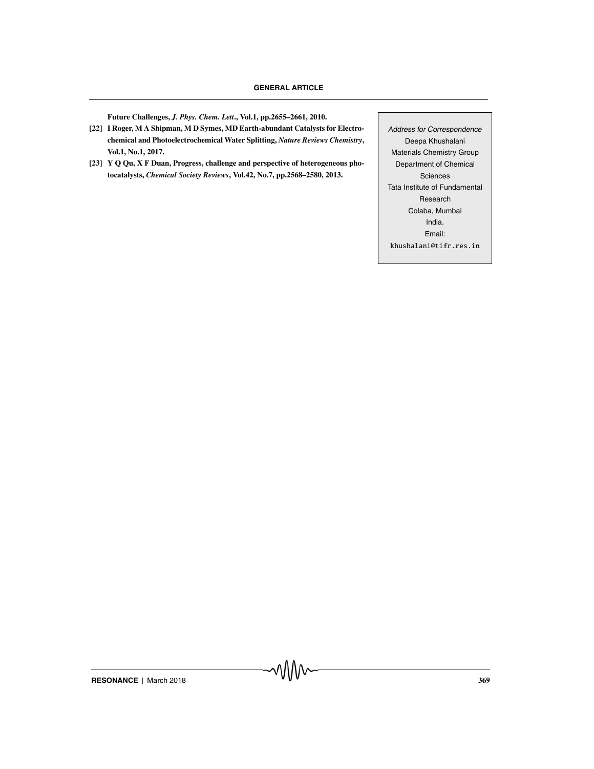**Future Challenges, *J. Phys. Chem. Lett*., Vol.1, pp.2655–2661, 2010.**

**[22] I Roger, M A Shipman, M D Symes, MD Earth-abundant Catalysts for Electrochemical and Photoelectrochemical Water Splitting, *Nature Reviews Chemistry*, Vol.1, No.1, 2017.**

**[23] Y Q Qu, X F Duan, Progress, challenge and perspective of heterogeneous photocatalysts, *Chemical Society Reviews*, Vol.42, No.7, pp.2568–2580, 2013.**

*Address for Correspondence*
Deepa Khushalani
Materials Chemistry Group
Department of Chemical Sciences
Tata Institute of Fundamental Research
Colaba, Mumbai
India.
Email:
khushalani@tifr.res.in